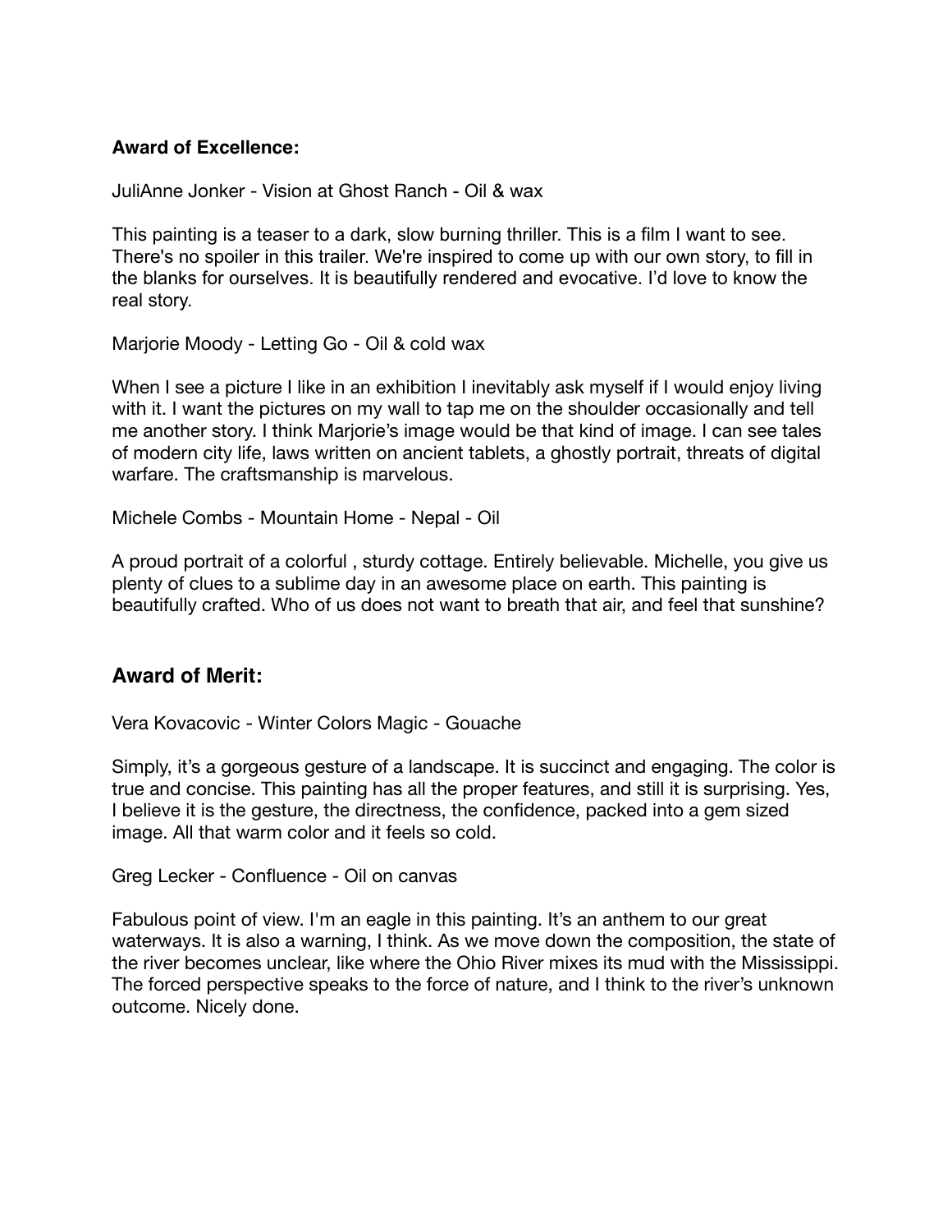**Award of Excellence:**

JuliAnne Jonker - Vision at Ghost Ranch - Oil & wax

This painting is a teaser to a dark, slow burning thriller. This is a film I want to see. There's no spoiler in this trailer. We're inspired to come up with our own story, to fill in the blanks for ourselves. It is beautifully rendered and evocative. I'd love to know the real story.

Marjorie Moody - Letting Go - Oil & cold wax

When I see a picture I like in an exhibition I inevitably ask myself if I would enjoy living with it. I want the pictures on my wall to tap me on the shoulder occasionally and tell me another story. I think Marjorie's image would be that kind of image. I can see tales of modern city life, laws written on ancient tablets, a ghostly portrait, threats of digital warfare. The craftsmanship is marvelous.

Michele Combs - Mountain Home - Nepal - Oil

A proud portrait of a colorful , sturdy cottage. Entirely believable. Michelle, you give us plenty of clues to a sublime day in an awesome place on earth. This painting is beautifully crafted. Who of us does not want to breath that air, and feel that sunshine?

## Award of Merit:

Vera Kovacovic - Winter Colors Magic - Gouache

Simply, it's a gorgeous gesture of a landscape. It is succinct and engaging. The color is true and concise. This painting has all the proper features, and still it is surprising. Yes, I believe it is the gesture, the directness, the confidence, packed into a gem sized image. All that warm color and it feels so cold.

Greg Lecker - Confluence - Oil on canvas

Fabulous point of view. I'm an eagle in this painting. It's an anthem to our great waterways. It is also a warning, I think. As we move down the composition, the state of the river becomes unclear, like where the Ohio River mixes its mud with the Mississippi. The forced perspective speaks to the force of nature, and I think to the river's unknown outcome. Nicely done.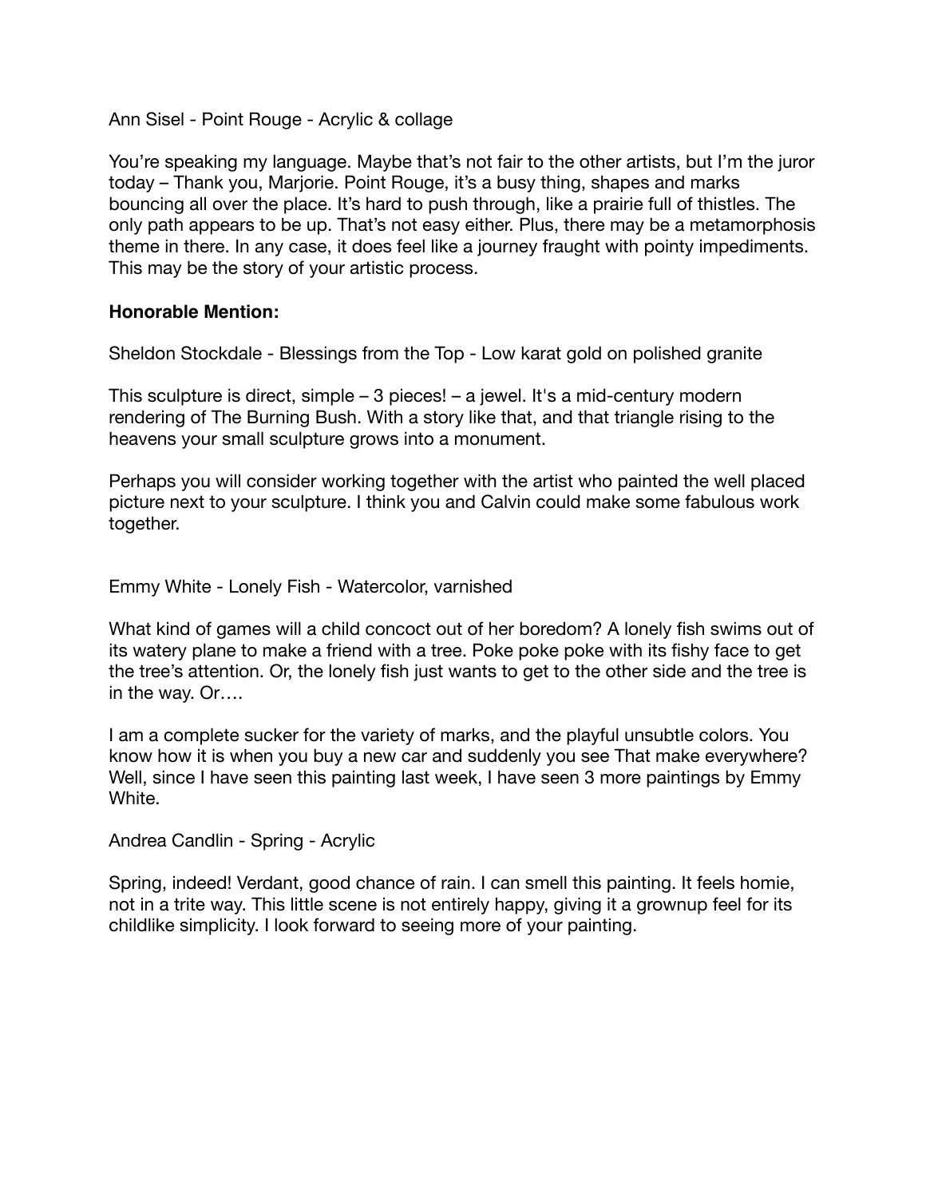Ann Sisel - Point Rouge - Acrylic & collage

You're speaking my language. Maybe that's not fair to the other artists, but I'm the juror today – Thank you, Marjorie. Point Rouge, it's a busy thing, shapes and marks bouncing all over the place. It's hard to push through, like a prairie full of thistles. The only path appears to be up. That's not easy either. Plus, there may be a metamorphosis theme in there. In any case, it does feel like a journey fraught with pointy impediments. This may be the story of your artistic process.

**Honorable Mention:**

Sheldon Stockdale - Blessings from the Top - Low karat gold on polished granite

This sculpture is direct, simple – 3 pieces! – a jewel. It's a mid-century modern rendering of The Burning Bush. With a story like that, and that triangle rising to the heavens your small sculpture grows into a monument.

Perhaps you will consider working together with the artist who painted the well placed picture next to your sculpture. I think you and Calvin could make some fabulous work together.

Emmy White - Lonely Fish - Watercolor, varnished

What kind of games will a child concoct out of her boredom? A lonely fish swims out of its watery plane to make a friend with a tree. Poke poke poke with its fishy face to get the tree's attention. Or, the lonely fish just wants to get to the other side and the tree is in the way. Or….

I am a complete sucker for the variety of marks, and the playful unsubtle colors. You know how it is when you buy a new car and suddenly you see That make everywhere? Well, since I have seen this painting last week, I have seen 3 more paintings by Emmy White.

Andrea Candlin - Spring - Acrylic

Spring, indeed! Verdant, good chance of rain. I can smell this painting. It feels homie, not in a trite way. This little scene is not entirely happy, giving it a grownup feel for its childlike simplicity. I look forward to seeing more of your painting.